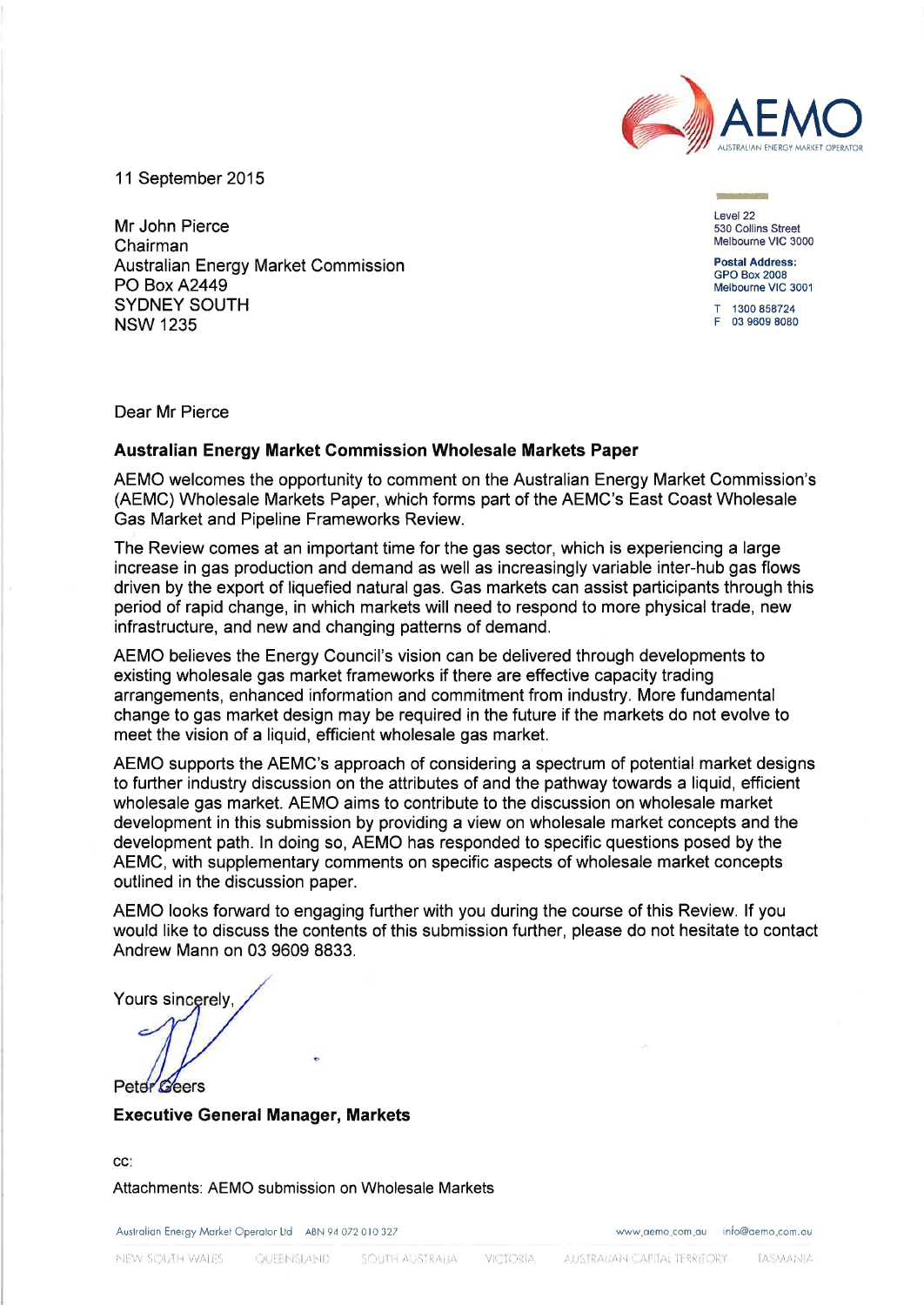11 September 2015

Mr John Pierce
Chairman
Australian Energy Market Commission
PO Box A2449
SYDNEY SOUTH
NSW 1235

Level 22
530 Collins Street
Melbourne VIC 3000

**Postal Address:**
GPO Box 2008
Melbourne VIC 3001

T 1300 858724
F 03 9609 8080

Dear Mr Pierce

**Australian Energy Market Commission Wholesale Markets Paper**

AEMO welcomes the opportunity to comment on the Australian Energy Market Commission's (AEMC) Wholesale Markets Paper, which forms part of the AEMC's East Coast Wholesale Gas Market and Pipeline Frameworks Review.

The Review comes at an important time for the gas sector, which is experiencing a large increase in gas production and demand as well as increasingly variable inter-hub gas flows driven by the export of liquefied natural gas. Gas markets can assist participants through this period of rapid change, in which markets will need to respond to more physical trade, new infrastructure, and new and changing patterns of demand.

AEMO believes the Energy Council's vision can be delivered through developments to existing wholesale gas market frameworks if there are effective capacity trading arrangements, enhanced information and commitment from industry. More fundamental change to gas market design may be required in the future if the markets do not evolve to meet the vision of a liquid, efficient wholesale gas market.

AEMO supports the AEMC's approach of considering a spectrum of potential market designs to further industry discussion on the attributes of and the pathway towards a liquid, efficient wholesale gas market. AEMO aims to contribute to the discussion on wholesale market development in this submission by providing a view on wholesale market concepts and the development path. In doing so, AEMO has responded to specific questions posed by the AEMC, with supplementary comments on specific aspects of wholesale market concepts outlined in the discussion paper.

AEMO looks forward to engaging further with you during the course of this Review. If you would like to discuss the contents of this submission further, please do not hesitate to contact Andrew Mann on 03 9609 8833.

Yours sincerely,

Peter Geers

**Executive General Manager, Markets**

cc:

Attachments: AEMO submission on Wholesale Markets

Australian Energy Market Operator Ltd ABN 94 072 010 327 www.aemo.com.au info@aemo.com.au

NEW SOUTH WALES QUEENSLAND SOUTH AUSTRALIA VICTORIA AUSTRALIAN CAPITAL TERRITORY TASMANIA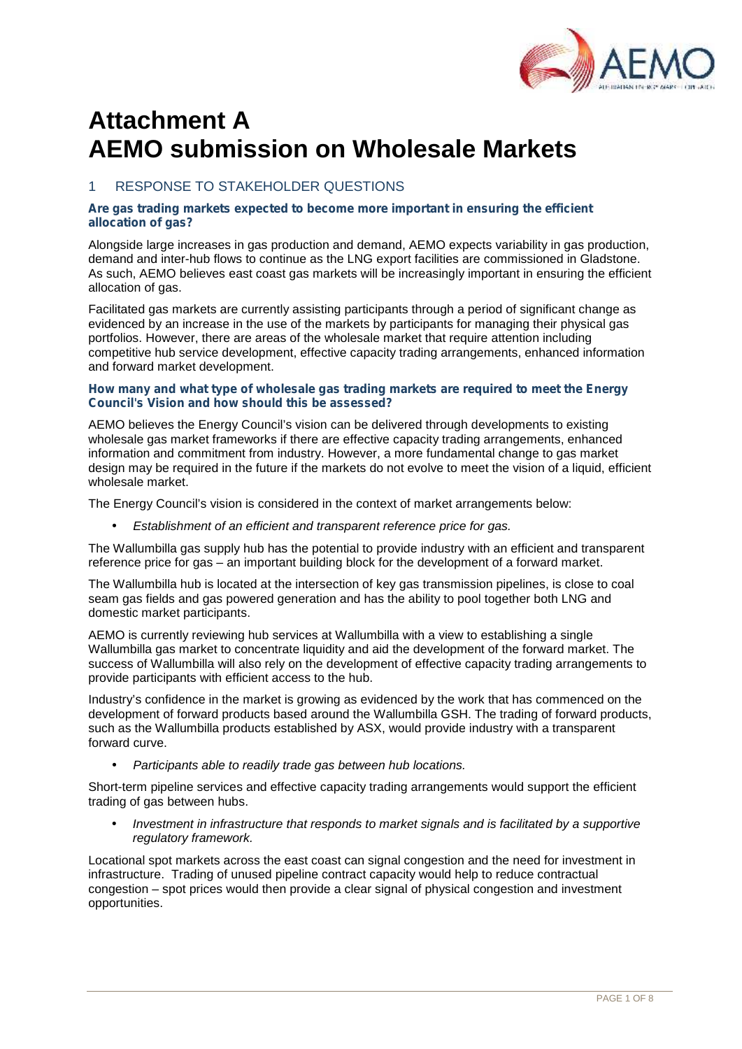# Attachment A
# AEMO submission on Wholesale Markets

## 1 RESPONSE TO STAKEHOLDER QUESTIONS

### Are gas trading markets expected to become more important in ensuring the efficient allocation of gas?

Alongside large increases in gas production and demand, AEMO expects variability in gas production, demand and inter-hub flows to continue as the LNG export facilities are commissioned in Gladstone. As such, AEMO believes east coast gas markets will be increasingly important in ensuring the efficient allocation of gas.

Facilitated gas markets are currently assisting participants through a period of significant change as evidenced by an increase in the use of the markets by participants for managing their physical gas portfolios. However, there are areas of the wholesale market that require attention including competitive hub service development, effective capacity trading arrangements, enhanced information and forward market development.

### How many and what type of wholesale gas trading markets are required to meet the Energy Council's Vision and how should this be assessed?

AEMO believes the Energy Council's vision can be delivered through developments to existing wholesale gas market frameworks if there are effective capacity trading arrangements, enhanced information and commitment from industry. However, a more fundamental change to gas market design may be required in the future if the markets do not evolve to meet the vision of a liquid, efficient wholesale market.

The Energy Council's vision is considered in the context of market arrangements below:

- *Establishment of an efficient and transparent reference price for gas.*

The Wallumbilla gas supply hub has the potential to provide industry with an efficient and transparent reference price for gas – an important building block for the development of a forward market.

The Wallumbilla hub is located at the intersection of key gas transmission pipelines, is close to coal seam gas fields and gas powered generation and has the ability to pool together both LNG and domestic market participants.

AEMO is currently reviewing hub services at Wallumbilla with a view to establishing a single Wallumbilla gas market to concentrate liquidity and aid the development of the forward market. The success of Wallumbilla will also rely on the development of effective capacity trading arrangements to provide participants with efficient access to the hub.

Industry's confidence in the market is growing as evidenced by the work that has commenced on the development of forward products based around the Wallumbilla GSH. The trading of forward products, such as the Wallumbilla products established by ASX, would provide industry with a transparent forward curve.

- *Participants able to readily trade gas between hub locations.*

Short-term pipeline services and effective capacity trading arrangements would support the efficient trading of gas between hubs.

- *Investment in infrastructure that responds to market signals and is facilitated by a supportive regulatory framework.*

Locational spot markets across the east coast can signal congestion and the need for investment in infrastructure. Trading of unused pipeline contract capacity would help to reduce contractual congestion – spot prices would then provide a clear signal of physical congestion and investment opportunities.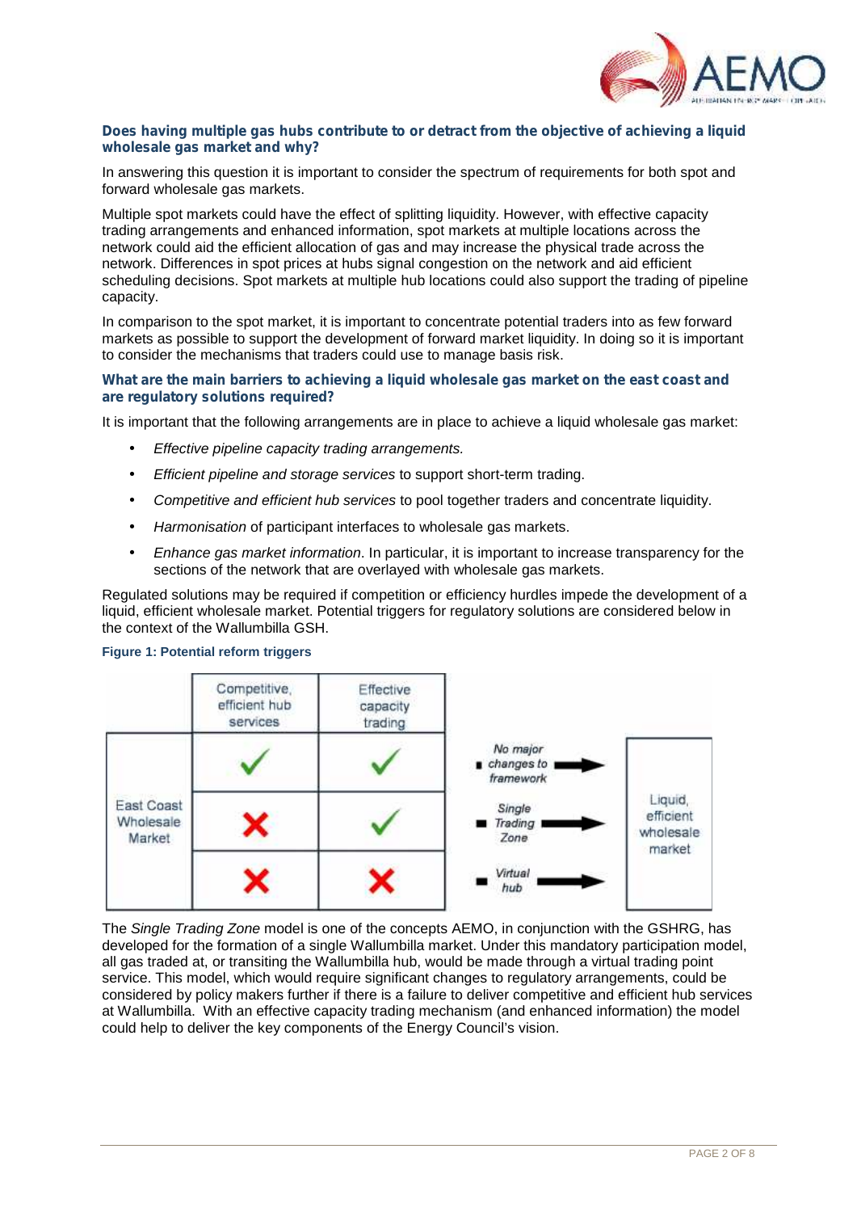### Does having multiple gas hubs contribute to or detract from the objective of achieving a liquid wholesale gas market and why?

In answering this question it is important to consider the spectrum of requirements for both spot and forward wholesale gas markets.

Multiple spot markets could have the effect of splitting liquidity. However, with effective capacity trading arrangements and enhanced information, spot markets at multiple locations across the network could aid the efficient allocation of gas and may increase the physical trade across the network. Differences in spot prices at hubs signal congestion on the network and aid efficient scheduling decisions. Spot markets at multiple hub locations could also support the trading of pipeline capacity.

In comparison to the spot market, it is important to concentrate potential traders into as few forward markets as possible to support the development of forward market liquidity. In doing so it is important to consider the mechanisms that traders could use to manage basis risk.

### What are the main barriers to achieving a liquid wholesale gas market on the east coast and are regulatory solutions required?

It is important that the following arrangements are in place to achieve a liquid wholesale gas market:

- *Effective pipeline capacity trading arrangements.*
- *Efficient pipeline and storage services* to support short-term trading.
- *Competitive and efficient hub services* to pool together traders and concentrate liquidity.
- *Harmonisation* of participant interfaces to wholesale gas markets.
- *Enhance gas market information*. In particular, it is important to increase transparency for the sections of the network that are overlayed with wholesale gas markets.

Regulated solutions may be required if competition or efficiency hurdles impede the development of a liquid, efficient wholesale market. Potential triggers for regulatory solutions are considered below in the context of the Wallumbilla GSH.

**Figure 1: Potential reform triggers**

| | Competitive, efficient hub services | Effective capacity trading | Pathway | Outcome |
|---|---|---|---|---|
| East Coast Wholesale Market | ✓ | ✓ | *No major changes to framework* → | Liquid, efficient wholesale market |
| | ✗ | ✓ | *Single Trading Zone* → | |
| | ✗ | ✗ | *Virtual hub* → | |

The *Single Trading Zone* model is one of the concepts AEMO, in conjunction with the GSHRG, has developed for the formation of a single Wallumbilla market. Under this mandatory participation model, all gas traded at, or transiting the Wallumbilla hub, would be made through a virtual trading point service. This model, which would require significant changes to regulatory arrangements, could be considered by policy makers further if there is a failure to deliver competitive and efficient hub services at Wallumbilla. With an effective capacity trading mechanism (and enhanced information) the model could help to deliver the key components of the Energy Council's vision.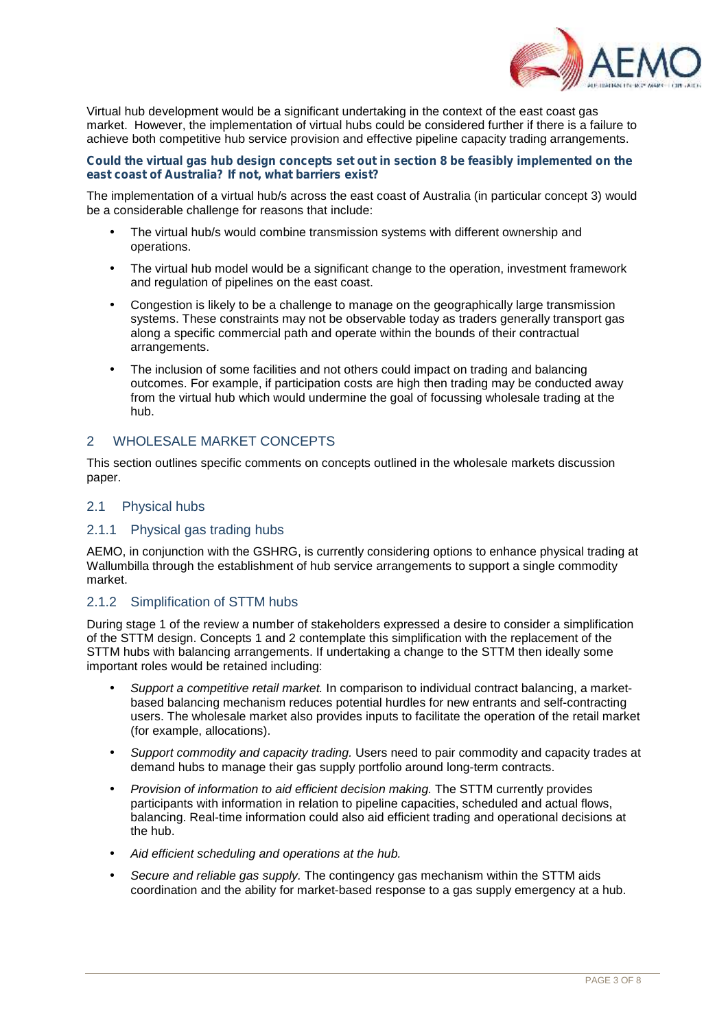Virtual hub development would be a significant undertaking in the context of the east coast gas market. However, the implementation of virtual hubs could be considered further if there is a failure to achieve both competitive hub service provision and effective pipeline capacity trading arrangements.

**Could the virtual gas hub design concepts set out in section 8 be feasibly implemented on the east coast of Australia? If not, what barriers exist?**

The implementation of a virtual hub/s across the east coast of Australia (in particular concept 3) would be a considerable challenge for reasons that include:

- The virtual hub/s would combine transmission systems with different ownership and operations.
- The virtual hub model would be a significant change to the operation, investment framework and regulation of pipelines on the east coast.
- Congestion is likely to be a challenge to manage on the geographically large transmission systems. These constraints may not be observable today as traders generally transport gas along a specific commercial path and operate within the bounds of their contractual arrangements.
- The inclusion of some facilities and not others could impact on trading and balancing outcomes. For example, if participation costs are high then trading may be conducted away from the virtual hub which would undermine the goal of focussing wholesale trading at the hub.

## 2 WHOLESALE MARKET CONCEPTS

This section outlines specific comments on concepts outlined in the wholesale markets discussion paper.

### 2.1 Physical hubs

#### 2.1.1 Physical gas trading hubs

AEMO, in conjunction with the GSHRG, is currently considering options to enhance physical trading at Wallumbilla through the establishment of hub service arrangements to support a single commodity market.

#### 2.1.2 Simplification of STTM hubs

During stage 1 of the review a number of stakeholders expressed a desire to consider a simplification of the STTM design. Concepts 1 and 2 contemplate this simplification with the replacement of the STTM hubs with balancing arrangements. If undertaking a change to the STTM then ideally some important roles would be retained including:

- *Support a competitive retail market.* In comparison to individual contract balancing, a market-based balancing mechanism reduces potential hurdles for new entrants and self-contracting users. The wholesale market also provides inputs to facilitate the operation of the retail market (for example, allocations).
- *Support commodity and capacity trading.* Users need to pair commodity and capacity trades at demand hubs to manage their gas supply portfolio around long-term contracts.
- *Provision of information to aid efficient decision making.* The STTM currently provides participants with information in relation to pipeline capacities, scheduled and actual flows, balancing. Real-time information could also aid efficient trading and operational decisions at the hub.
- *Aid efficient scheduling and operations at the hub.*
- *Secure and reliable gas supply.* The contingency gas mechanism within the STTM aids coordination and the ability for market-based response to a gas supply emergency at a hub.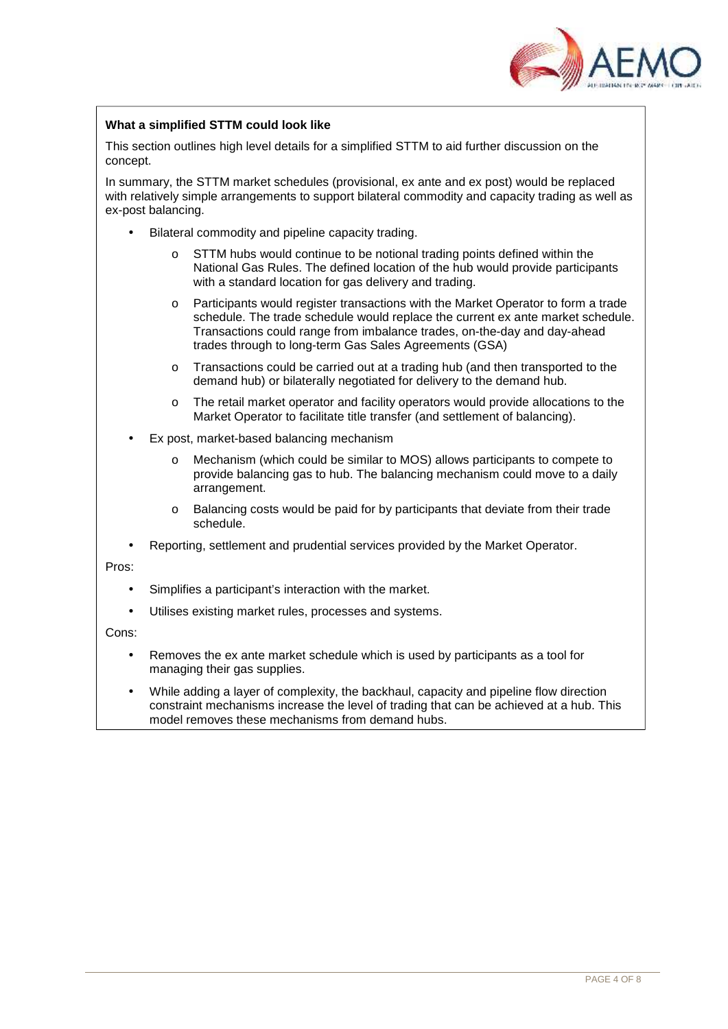**What a simplified STTM could look like**

This section outlines high level details for a simplified STTM to aid further discussion on the concept.

In summary, the STTM market schedules (provisional, ex ante and ex post) would be replaced with relatively simple arrangements to support bilateral commodity and capacity trading as well as ex-post balancing.

- Bilateral commodity and pipeline capacity trading.
  - STTM hubs would continue to be notional trading points defined within the National Gas Rules. The defined location of the hub would provide participants with a standard location for gas delivery and trading.
  - Participants would register transactions with the Market Operator to form a trade schedule. The trade schedule would replace the current ex ante market schedule. Transactions could range from imbalance trades, on-the-day and day-ahead trades through to long-term Gas Sales Agreements (GSA)
  - Transactions could be carried out at a trading hub (and then transported to the demand hub) or bilaterally negotiated for delivery to the demand hub.
  - The retail market operator and facility operators would provide allocations to the Market Operator to facilitate title transfer (and settlement of balancing).
- Ex post, market-based balancing mechanism
  - Mechanism (which could be similar to MOS) allows participants to compete to provide balancing gas to hub. The balancing mechanism could move to a daily arrangement.
  - Balancing costs would be paid for by participants that deviate from their trade schedule.
- Reporting, settlement and prudential services provided by the Market Operator.

Pros:

- Simplifies a participant's interaction with the market.
- Utilises existing market rules, processes and systems.

Cons:

- Removes the ex ante market schedule which is used by participants as a tool for managing their gas supplies.
- While adding a layer of complexity, the backhaul, capacity and pipeline flow direction constraint mechanisms increase the level of trading that can be achieved at a hub. This model removes these mechanisms from demand hubs.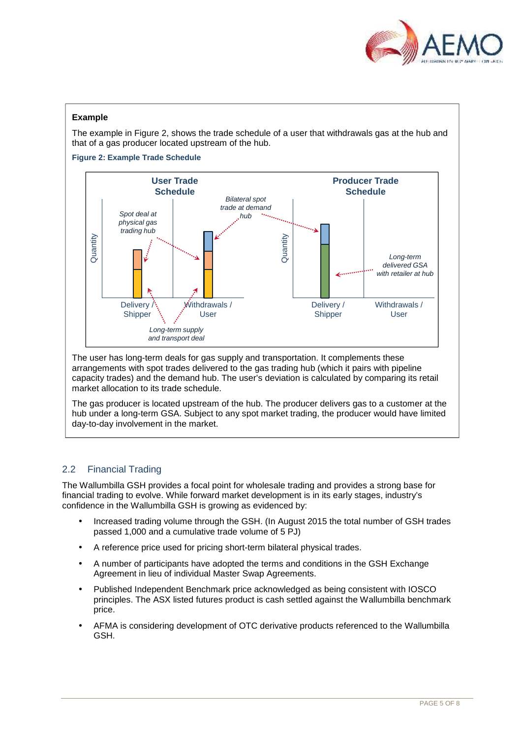**Example**

The example in Figure 2, shows the trade schedule of a user that withdrawals gas at the hub and that of a gas producer located upstream of the hub.

**Figure 2: Example Trade Schedule**

The user has long-term deals for gas supply and transportation. It complements these arrangements with spot trades delivered to the gas trading hub (which it pairs with pipeline capacity trades) and the demand hub. The user's deviation is calculated by comparing its retail market allocation to its trade schedule.

The gas producer is located upstream of the hub. The producer delivers gas to a customer at the hub under a long-term GSA. Subject to any spot market trading, the producer would have limited day-to-day involvement in the market.

## 2.2 Financial Trading

The Wallumbilla GSH provides a focal point for wholesale trading and provides a strong base for financial trading to evolve. While forward market development is in its early stages, industry's confidence in the Wallumbilla GSH is growing as evidenced by:

- Increased trading volume through the GSH. (In August 2015 the total number of GSH trades passed 1,000 and a cumulative trade volume of 5 PJ)
- A reference price used for pricing short-term bilateral physical trades.
- A number of participants have adopted the terms and conditions in the GSH Exchange Agreement in lieu of individual Master Swap Agreements.
- Published Independent Benchmark price acknowledged as being consistent with IOSCO principles. The ASX listed futures product is cash settled against the Wallumbilla benchmark price.
- AFMA is considering development of OTC derivative products referenced to the Wallumbilla GSH.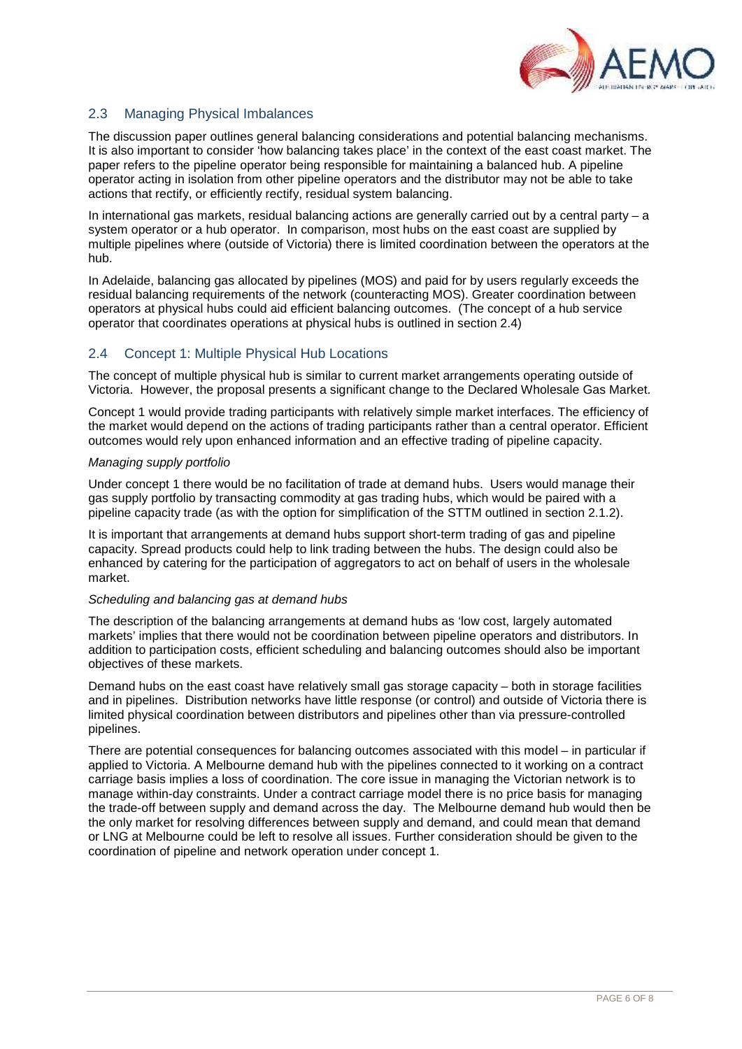## 2.3 Managing Physical Imbalances

The discussion paper outlines general balancing considerations and potential balancing mechanisms. It is also important to consider 'how balancing takes place' in the context of the east coast market. The paper refers to the pipeline operator being responsible for maintaining a balanced hub. A pipeline operator acting in isolation from other pipeline operators and the distributor may not be able to take actions that rectify, or efficiently rectify, residual system balancing.

In international gas markets, residual balancing actions are generally carried out by a central party – a system operator or a hub operator. In comparison, most hubs on the east coast are supplied by multiple pipelines where (outside of Victoria) there is limited coordination between the operators at the hub.

In Adelaide, balancing gas allocated by pipelines (MOS) and paid for by users regularly exceeds the residual balancing requirements of the network (counteracting MOS). Greater coordination between operators at physical hubs could aid efficient balancing outcomes. (The concept of a hub service operator that coordinates operations at physical hubs is outlined in section 2.4)

## 2.4 Concept 1: Multiple Physical Hub Locations

The concept of multiple physical hub is similar to current market arrangements operating outside of Victoria. However, the proposal presents a significant change to the Declared Wholesale Gas Market.

Concept 1 would provide trading participants with relatively simple market interfaces. The efficiency of the market would depend on the actions of trading participants rather than a central operator. Efficient outcomes would rely upon enhanced information and an effective trading of pipeline capacity.

*Managing supply portfolio*

Under concept 1 there would be no facilitation of trade at demand hubs. Users would manage their gas supply portfolio by transacting commodity at gas trading hubs, which would be paired with a pipeline capacity trade (as with the option for simplification of the STTM outlined in section 2.1.2).

It is important that arrangements at demand hubs support short-term trading of gas and pipeline capacity. Spread products could help to link trading between the hubs. The design could also be enhanced by catering for the participation of aggregators to act on behalf of users in the wholesale market.

*Scheduling and balancing gas at demand hubs*

The description of the balancing arrangements at demand hubs as 'low cost, largely automated markets' implies that there would not be coordination between pipeline operators and distributors. In addition to participation costs, efficient scheduling and balancing outcomes should also be important objectives of these markets.

Demand hubs on the east coast have relatively small gas storage capacity – both in storage facilities and in pipelines. Distribution networks have little response (or control) and outside of Victoria there is limited physical coordination between distributors and pipelines other than via pressure-controlled pipelines.

There are potential consequences for balancing outcomes associated with this model – in particular if applied to Victoria. A Melbourne demand hub with the pipelines connected to it working on a contract carriage basis implies a loss of coordination. The core issue in managing the Victorian network is to manage within-day constraints. Under a contract carriage model there is no price basis for managing the trade-off between supply and demand across the day. The Melbourne demand hub would then be the only market for resolving differences between supply and demand, and could mean that demand or LNG at Melbourne could be left to resolve all issues. Further consideration should be given to the coordination of pipeline and network operation under concept 1.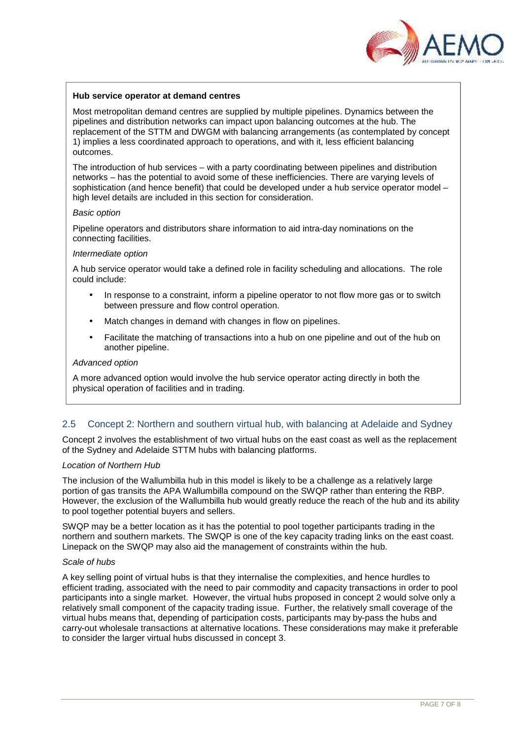**Hub service operator at demand centres**

Most metropolitan demand centres are supplied by multiple pipelines. Dynamics between the pipelines and distribution networks can impact upon balancing outcomes at the hub. The replacement of the STTM and DWGM with balancing arrangements (as contemplated by concept 1) implies a less coordinated approach to operations, and with it, less efficient balancing outcomes.

The introduction of hub services – with a party coordinating between pipelines and distribution networks – has the potential to avoid some of these inefficiencies. There are varying levels of sophistication (and hence benefit) that could be developed under a hub service operator model – high level details are included in this section for consideration.

*Basic option*

Pipeline operators and distributors share information to aid intra-day nominations on the connecting facilities.

*Intermediate option*

A hub service operator would take a defined role in facility scheduling and allocations. The role could include:

- In response to a constraint, inform a pipeline operator to not flow more gas or to switch between pressure and flow control operation.
- Match changes in demand with changes in flow on pipelines.
- Facilitate the matching of transactions into a hub on one pipeline and out of the hub on another pipeline.

*Advanced option*

A more advanced option would involve the hub service operator acting directly in both the physical operation of facilities and in trading.

## 2.5 Concept 2: Northern and southern virtual hub, with balancing at Adelaide and Sydney

Concept 2 involves the establishment of two virtual hubs on the east coast as well as the replacement of the Sydney and Adelaide STTM hubs with balancing platforms.

*Location of Northern Hub*

The inclusion of the Wallumbilla hub in this model is likely to be a challenge as a relatively large portion of gas transits the APA Wallumbilla compound on the SWQP rather than entering the RBP. However, the exclusion of the Wallumbilla hub would greatly reduce the reach of the hub and its ability to pool together potential buyers and sellers.

SWQP may be a better location as it has the potential to pool together participants trading in the northern and southern markets. The SWQP is one of the key capacity trading links on the east coast. Linepack on the SWQP may also aid the management of constraints within the hub.

*Scale of hubs*

A key selling point of virtual hubs is that they internalise the complexities, and hence hurdles to efficient trading, associated with the need to pair commodity and capacity transactions in order to pool participants into a single market. However, the virtual hubs proposed in concept 2 would solve only a relatively small component of the capacity trading issue. Further, the relatively small coverage of the virtual hubs means that, depending of participation costs, participants may by-pass the hubs and carry-out wholesale transactions at alternative locations. These considerations may make it preferable to consider the larger virtual hubs discussed in concept 3.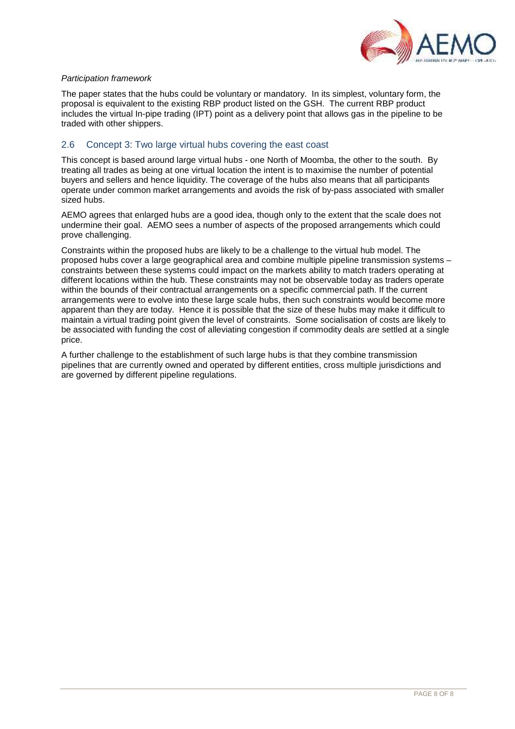*Participation framework*

The paper states that the hubs could be voluntary or mandatory. In its simplest, voluntary form, the proposal is equivalent to the existing RBP product listed on the GSH. The current RBP product includes the virtual In-pipe trading (IPT) point as a delivery point that allows gas in the pipeline to be traded with other shippers.

## 2.6 Concept 3: Two large virtual hubs covering the east coast

This concept is based around large virtual hubs - one North of Moomba, the other to the south. By treating all trades as being at one virtual location the intent is to maximise the number of potential buyers and sellers and hence liquidity. The coverage of the hubs also means that all participants operate under common market arrangements and avoids the risk of by-pass associated with smaller sized hubs.

AEMO agrees that enlarged hubs are a good idea, though only to the extent that the scale does not undermine their goal. AEMO sees a number of aspects of the proposed arrangements which could prove challenging.

Constraints within the proposed hubs are likely to be a challenge to the virtual hub model. The proposed hubs cover a large geographical area and combine multiple pipeline transmission systems – constraints between these systems could impact on the markets ability to match traders operating at different locations within the hub. These constraints may not be observable today as traders operate within the bounds of their contractual arrangements on a specific commercial path. If the current arrangements were to evolve into these large scale hubs, then such constraints would become more apparent than they are today. Hence it is possible that the size of these hubs may make it difficult to maintain a virtual trading point given the level of constraints. Some socialisation of costs are likely to be associated with funding the cost of alleviating congestion if commodity deals are settled at a single price.

A further challenge to the establishment of such large hubs is that they combine transmission pipelines that are currently owned and operated by different entities, cross multiple jurisdictions and are governed by different pipeline regulations.